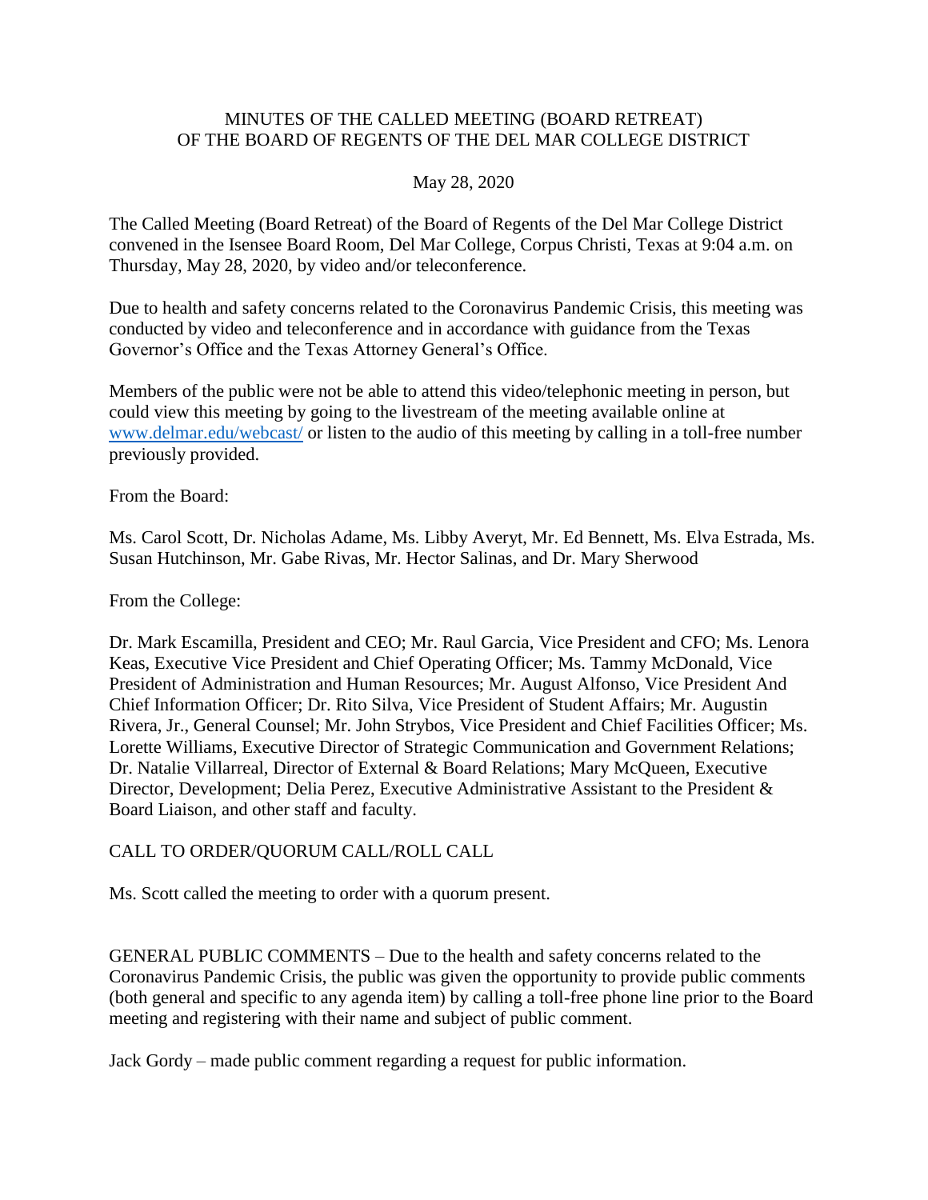# MINUTES OF THE CALLED MEETING (BOARD RETREAT) OF THE BOARD OF REGENTS OF THE DEL MAR COLLEGE DISTRICT

May 28, 2020

The Called Meeting (Board Retreat) of the Board of Regents of the Del Mar College District convened in the Isensee Board Room, Del Mar College, Corpus Christi, Texas at 9:04 a.m. on Thursday, May 28, 2020, by video and/or teleconference.

Due to health and safety concerns related to the Coronavirus Pandemic Crisis, this meeting was conducted by video and teleconference and in accordance with guidance from the Texas Governor's Office and the Texas Attorney General's Office.

Members of the public were not be able to attend this video/telephonic meeting in person, but could view this meeting by going to the livestream of the meeting available online at www.delmar.edu/webcast/ or listen to the audio of this meeting by calling in a toll-free number previously provided.

From the Board:

Ms. Carol Scott, Dr. Nicholas Adame, Ms. Libby Averyt, Mr. Ed Bennett, Ms. Elva Estrada, Ms. Susan Hutchinson, Mr. Gabe Rivas, Mr. Hector Salinas, and Dr. Mary Sherwood

From the College:

Dr. Mark Escamilla, President and CEO; Mr. Raul Garcia, Vice President and CFO; Ms. Lenora Keas, Executive Vice President and Chief Operating Officer; Ms. Tammy McDonald, Vice President of Administration and Human Resources; Mr. August Alfonso, Vice President And Chief Information Officer; Dr. Rito Silva, Vice President of Student Affairs; Mr. Augustin Rivera, Jr., General Counsel; Mr. John Strybos, Vice President and Chief Facilities Officer; Ms. Lorette Williams, Executive Director of Strategic Communication and Government Relations; Dr. Natalie Villarreal, Director of External & Board Relations; Mary McQueen, Executive Director, Development; Delia Perez, Executive Administrative Assistant to the President & Board Liaison, and other staff and faculty.

CALL TO ORDER/QUORUM CALL/ROLL CALL

Ms. Scott called the meeting to order with a quorum present.

GENERAL PUBLIC COMMENTS – Due to the health and safety concerns related to the Coronavirus Pandemic Crisis, the public was given the opportunity to provide public comments (both general and specific to any agenda item) by calling a toll-free phone line prior to the Board meeting and registering with their name and subject of public comment.

Jack Gordy – made public comment regarding a request for public information.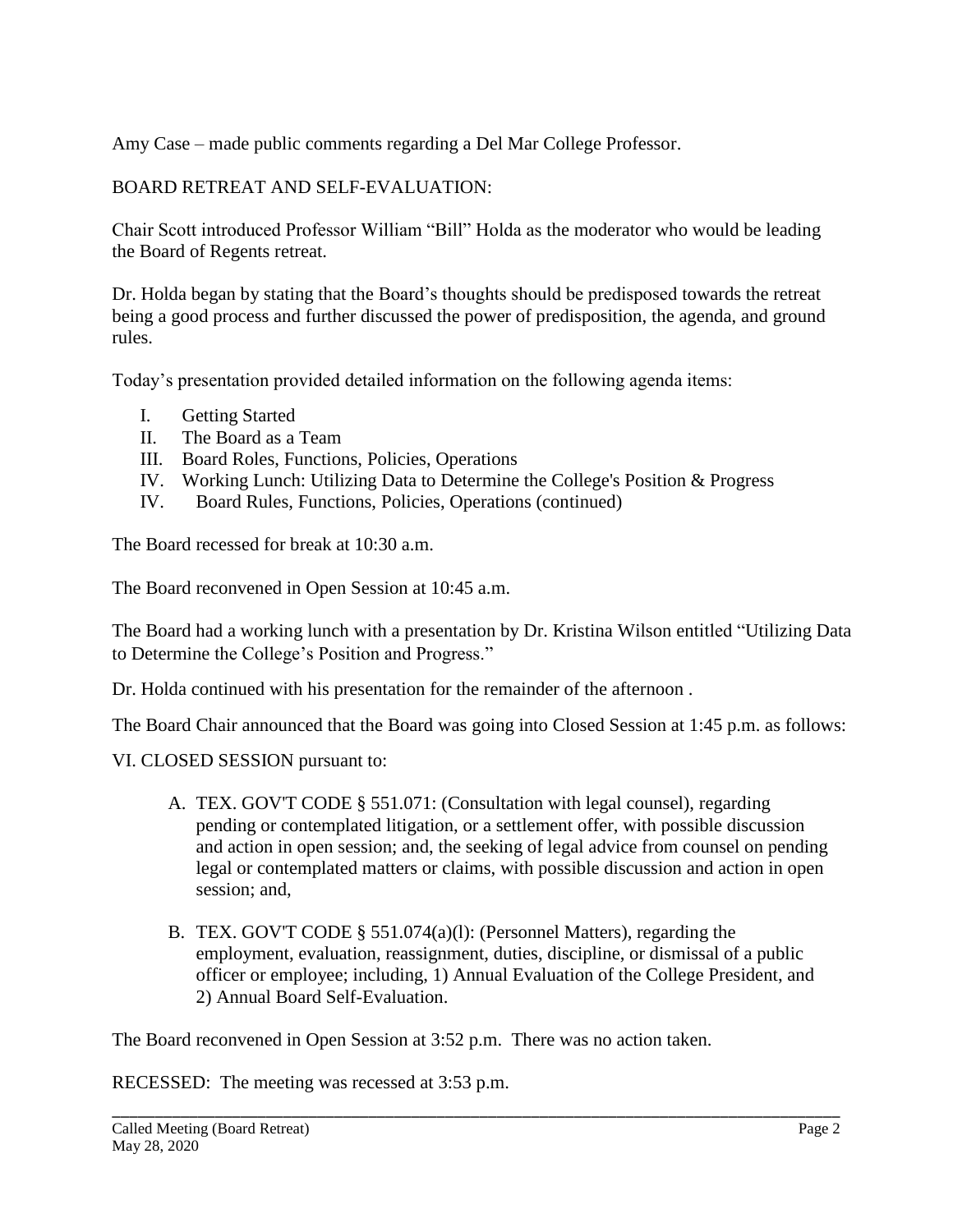Amy Case – made public comments regarding a Del Mar College Professor.

BOARD RETREAT AND SELF-EVALUATION:

Chair Scott introduced Professor William "Bill" Holda as the moderator who would be leading the Board of Regents retreat.

Dr. Holda began by stating that the Board's thoughts should be predisposed towards the retreat being a good process and further discussed the power of predisposition, the agenda, and ground rules.

Today's presentation provided detailed information on the following agenda items:

- I. Getting Started
- II. The Board as a Team
- III. Board Roles, Functions, Policies, Operations
- IV. Working Lunch: Utilizing Data to Determine the College's Position & Progress
- IV. Board Rules, Functions, Policies, Operations (continued)

The Board recessed for break at 10:30 a.m.

The Board reconvened in Open Session at 10:45 a.m.

The Board had a working lunch with a presentation by Dr. Kristina Wilson entitled "Utilizing Data to Determine the College's Position and Progress."

Dr. Holda continued with his presentation for the remainder of the afternoon .

The Board Chair announced that the Board was going into Closed Session at 1:45 p.m. as follows:

VI. CLOSED SESSION pursuant to:

A. TEX. GOV'T CODE § 551.071: (Consultation with legal counsel), regarding pending or contemplated litigation, or a settlement offer, with possible discussion and action in open session; and, the seeking of legal advice from counsel on pending legal or contemplated matters or claims, with possible discussion and action in open session; and,

B. TEX. GOV'T CODE § 551.074(a)(l): (Personnel Matters), regarding the employment, evaluation, reassignment, duties, discipline, or dismissal of a public officer or employee; including, 1) Annual Evaluation of the College President, and 2) Annual Board Self-Evaluation.

The Board reconvened in Open Session at 3:52 p.m. There was no action taken.

RECESSED: The meeting was recessed at 3:53 p.m.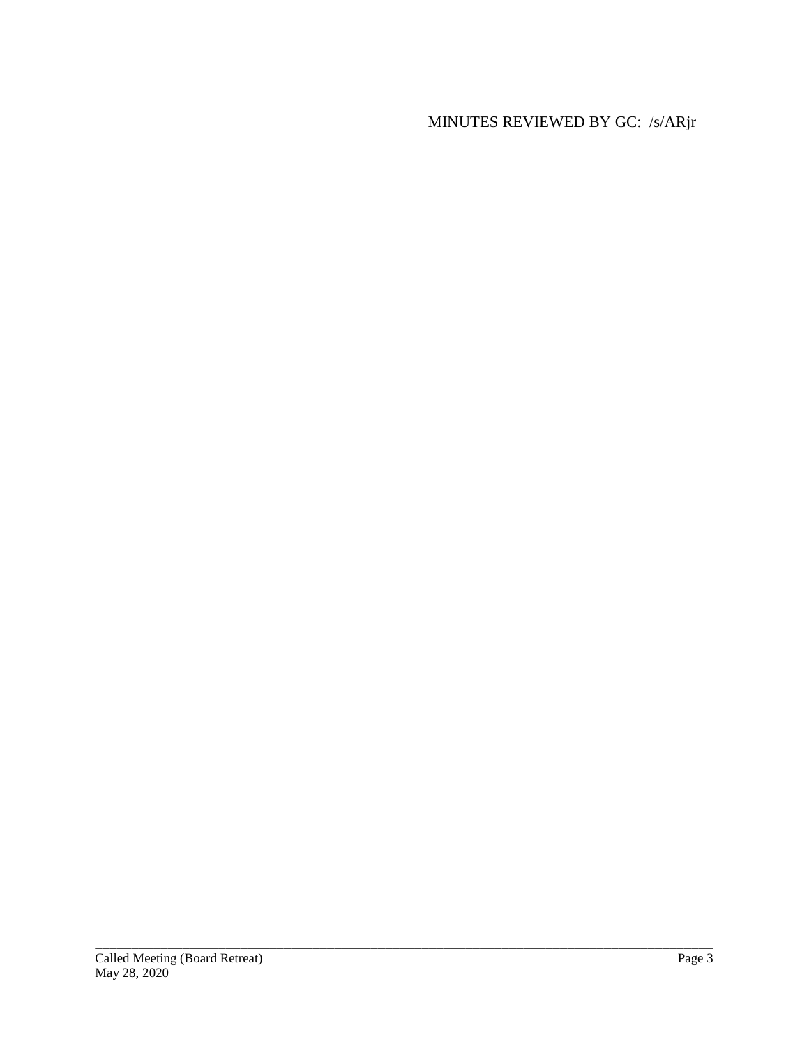MINUTES REVIEWED BY GC: /s/ARjr